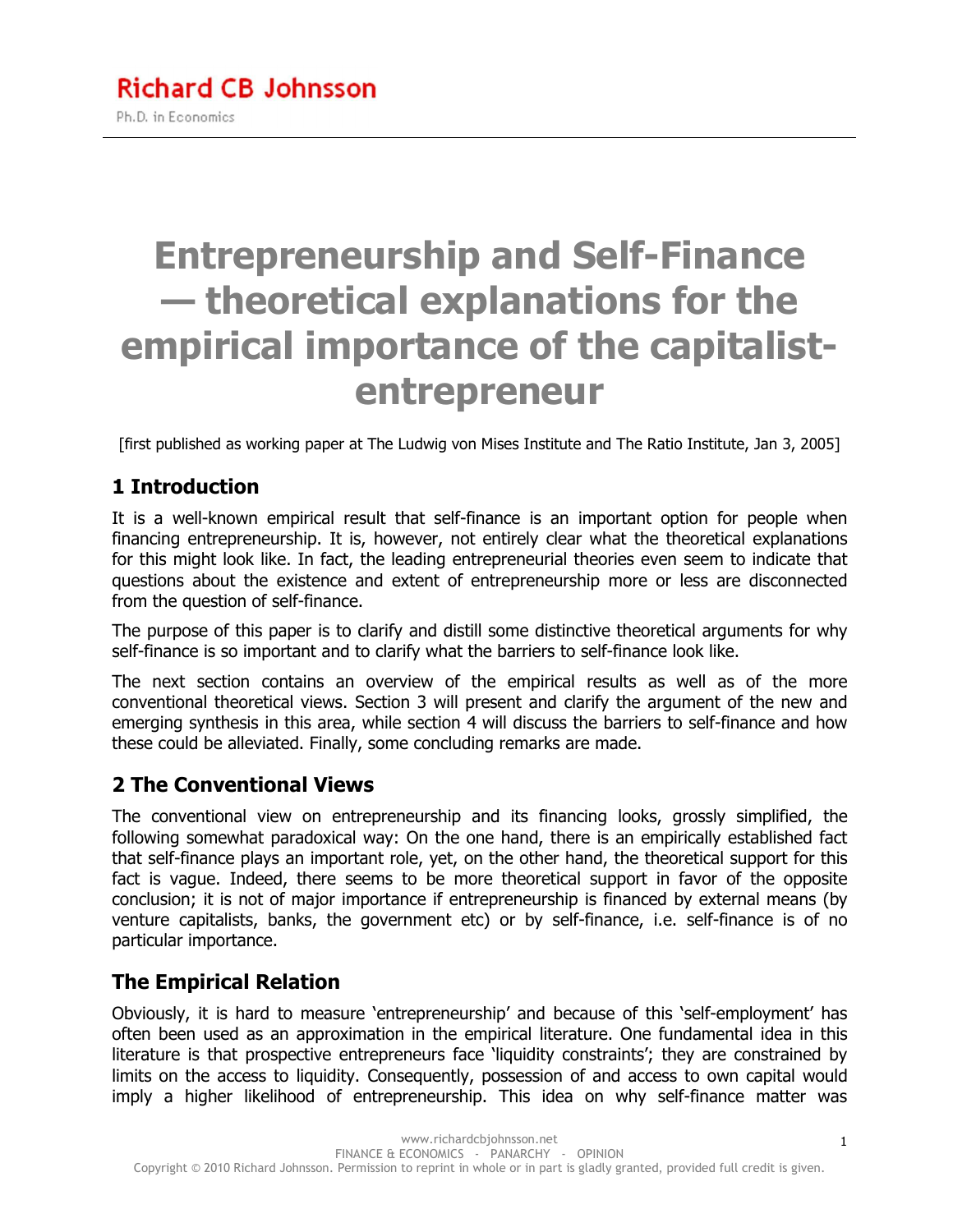Richard CB Johnsson

Ph.D. in Economics

# Entrepreneurship and Self-Finance — theoretical explanations for the empirical importance of the capitalist-entrepreneur

[first published as working paper at The Ludwig von Mises Institute and The Ratio Institute, Jan 3, 2005]

## 1 Introduction

It is a well-known empirical result that self-finance is an important option for people when financing entrepreneurship. It is, however, not entirely clear what the theoretical explanations for this might look like. In fact, the leading entrepreneurial theories even seem to indicate that questions about the existence and extent of entrepreneurship more or less are disconnected from the question of self-finance.

The purpose of this paper is to clarify and distill some distinctive theoretical arguments for why self-finance is so important and to clarify what the barriers to self-finance look like.

The next section contains an overview of the empirical results as well as of the more conventional theoretical views. Section 3 will present and clarify the argument of the new and emerging synthesis in this area, while section 4 will discuss the barriers to self-finance and how these could be alleviated. Finally, some concluding remarks are made.

## 2 The Conventional Views

The conventional view on entrepreneurship and its financing looks, grossly simplified, the following somewhat paradoxical way: On the one hand, there is an empirically established fact that self-finance plays an important role, yet, on the other hand, the theoretical support for this fact is vague. Indeed, there seems to be more theoretical support in favor of the opposite conclusion; it is not of major importance if entrepreneurship is financed by external means (by venture capitalists, banks, the government etc) or by self-finance, i.e. self-finance is of no particular importance.

### The Empirical Relation

Obviously, it is hard to measure 'entrepreneurship' and because of this 'self-employment' has often been used as an approximation in the empirical literature. One fundamental idea in this literature is that prospective entrepreneurs face 'liquidity constraints'; they are constrained by limits on the access to liquidity. Consequently, possession of and access to own capital would imply a higher likelihood of entrepreneurship. This idea on why self-finance matter was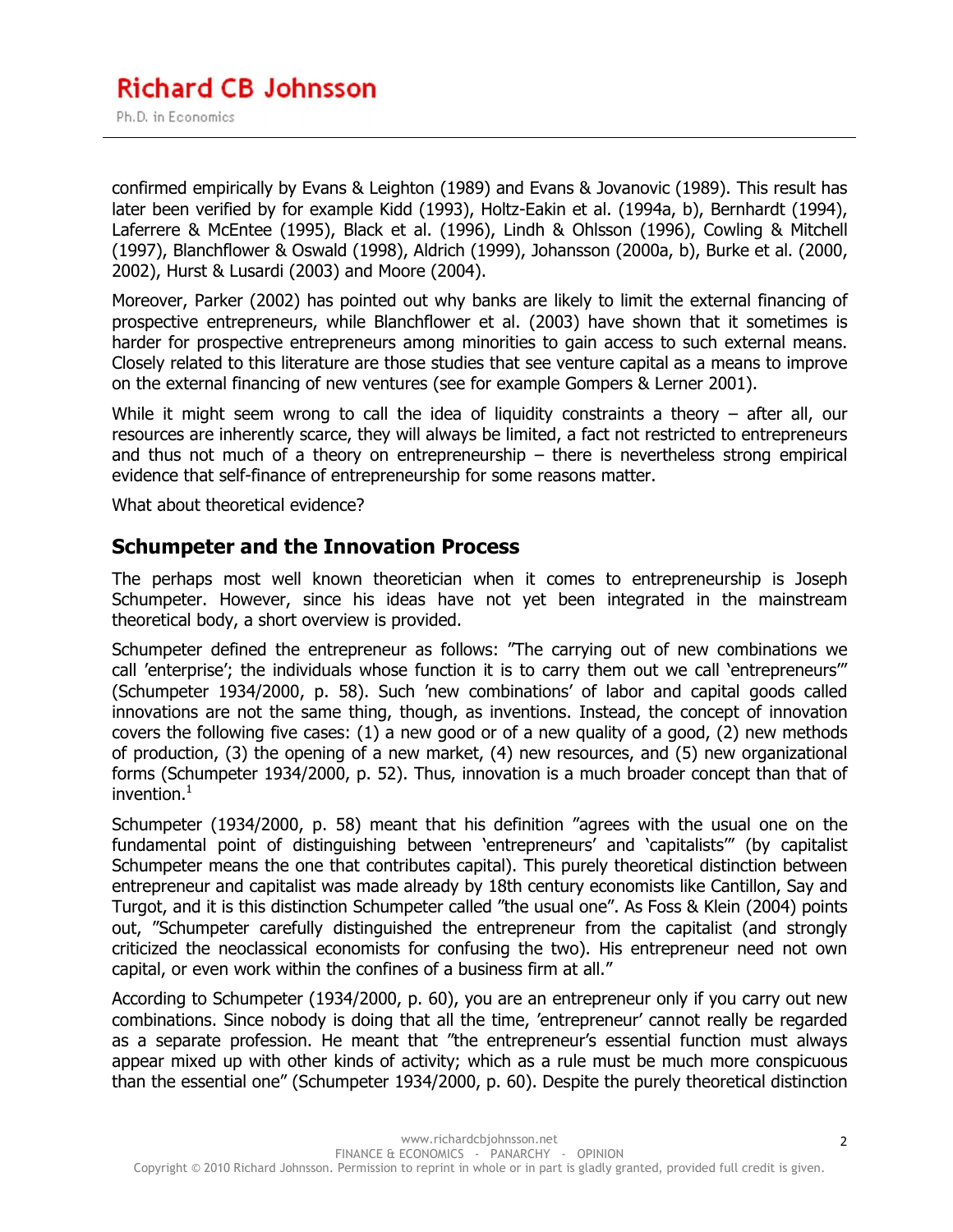confirmed empirically by Evans & Leighton (1989) and Evans & Jovanovic (1989). This result has later been verified by for example Kidd (1993), Holtz-Eakin et al. (1994a, b), Bernhardt (1994), Laferrere & McEntee (1995), Black et al. (1996), Lindh & Ohlsson (1996), Cowling & Mitchell (1997), Blanchflower & Oswald (1998), Aldrich (1999), Johansson (2000a, b), Burke et al. (2000, 2002), Hurst & Lusardi (2003) and Moore (2004).

Moreover, Parker (2002) has pointed out why banks are likely to limit the external financing of prospective entrepreneurs, while Blanchflower et al. (2003) have shown that it sometimes is harder for prospective entrepreneurs among minorities to gain access to such external means. Closely related to this literature are those studies that see venture capital as a means to improve on the external financing of new ventures (see for example Gompers & Lerner 2001).

While it might seem wrong to call the idea of liquidity constraints a theory – after all, our resources are inherently scarce, they will always be limited, a fact not restricted to entrepreneurs and thus not much of a theory on entrepreneurship – there is nevertheless strong empirical evidence that self-finance of entrepreneurship for some reasons matter.

What about theoretical evidence?

## Schumpeter and the Innovation Process

The perhaps most well known theoretician when it comes to entrepreneurship is Joseph Schumpeter. However, since his ideas have not yet been integrated in the mainstream theoretical body, a short overview is provided.

Schumpeter defined the entrepreneur as follows: ”The carrying out of new combinations we call 'enterprise'; the individuals whose function it is to carry them out we call 'entrepreneurs'” (Schumpeter 1934/2000, p. 58). Such 'new combinations' of labor and capital goods called innovations are not the same thing, though, as inventions. Instead, the concept of innovation covers the following five cases: (1) a new good or of a new quality of a good, (2) new methods of production, (3) the opening of a new market, (4) new resources, and (5) new organizational forms (Schumpeter 1934/2000, p. 52). Thus, innovation is a much broader concept than that of invention.[1]

Schumpeter (1934/2000, p. 58) meant that his definition ”agrees with the usual one on the fundamental point of distinguishing between 'entrepreneurs' and 'capitalists'” (by capitalist Schumpeter means the one that contributes capital). This purely theoretical distinction between entrepreneur and capitalist was made already by 18th century economists like Cantillon, Say and Turgot, and it is this distinction Schumpeter called ”the usual one”. As Foss & Klein (2004) points out, ”Schumpeter carefully distinguished the entrepreneur from the capitalist (and strongly criticized the neoclassical economists for confusing the two). His entrepreneur need not own capital, or even work within the confines of a business firm at all.”

According to Schumpeter (1934/2000, p. 60), you are an entrepreneur only if you carry out new combinations. Since nobody is doing that all the time, 'entrepreneur' cannot really be regarded as a separate profession. He meant that ”the entrepreneur's essential function must always appear mixed up with other kinds of activity; which as a rule must be much more conspicuous than the essential one” (Schumpeter 1934/2000, p. 60). Despite the purely theoretical distinction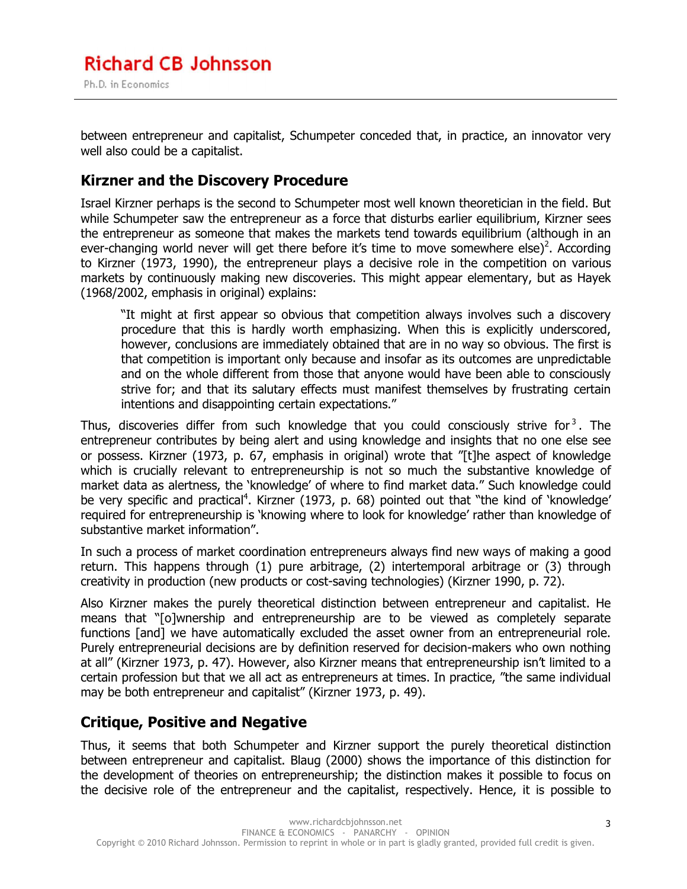between entrepreneur and capitalist, Schumpeter conceded that, in practice, an innovator very well also could be a capitalist.

## Kirzner and the Discovery Procedure

Israel Kirzner perhaps is the second to Schumpeter most well known theoretician in the field. But while Schumpeter saw the entrepreneur as a force that disturbs earlier equilibrium, Kirzner sees the entrepreneur as someone that makes the markets tend towards equilibrium (although in an ever-changing world never will get there before it's time to move somewhere else)[2]. According to Kirzner (1973, 1990), the entrepreneur plays a decisive role in the competition on various markets by continuously making new discoveries. This might appear elementary, but as Hayek (1968/2002, emphasis in original) explains:

> "It might at first appear so obvious that competition always involves such a discovery procedure that this is hardly worth emphasizing. When this is explicitly underscored, however, conclusions are immediately obtained that are in no way so obvious. The first is that competition is important only because and insofar as its outcomes are unpredictable and on the whole different from those that anyone would have been able to consciously strive for; and that its salutary effects must manifest themselves by frustrating certain intentions and disappointing certain expectations."

Thus, discoveries differ from such knowledge that you could consciously strive for[3]. The entrepreneur contributes by being alert and using knowledge and insights that no one else see or possess. Kirzner (1973, p. 67, emphasis in original) wrote that "[t]he aspect of knowledge which is crucially relevant to entrepreneurship is not so much the substantive knowledge of market data as alertness, the 'knowledge' of where to find market data." Such knowledge could be very specific and practical[4]. Kirzner (1973, p. 68) pointed out that "the kind of 'knowledge' required for entrepreneurship is 'knowing where to look for knowledge' rather than knowledge of substantive market information".

In such a process of market coordination entrepreneurs always find new ways of making a good return. This happens through (1) pure arbitrage, (2) intertemporal arbitrage or (3) through creativity in production (new products or cost-saving technologies) (Kirzner 1990, p. 72).

Also Kirzner makes the purely theoretical distinction between entrepreneur and capitalist. He means that "[o]wnership and entrepreneurship are to be viewed as completely separate functions [and] we have automatically excluded the asset owner from an entrepreneurial role. Purely entrepreneurial decisions are by definition reserved for decision-makers who own nothing at all" (Kirzner 1973, p. 47). However, also Kirzner means that entrepreneurship isn't limited to a certain profession but that we all act as entrepreneurs at times. In practice, "the same individual may be both entrepreneur and capitalist" (Kirzner 1973, p. 49).

## Critique, Positive and Negative

Thus, it seems that both Schumpeter and Kirzner support the purely theoretical distinction between entrepreneur and capitalist. Blaug (2000) shows the importance of this distinction for the development of theories on entrepreneurship; the distinction makes it possible to focus on the decisive role of the entrepreneur and the capitalist, respectively. Hence, it is possible to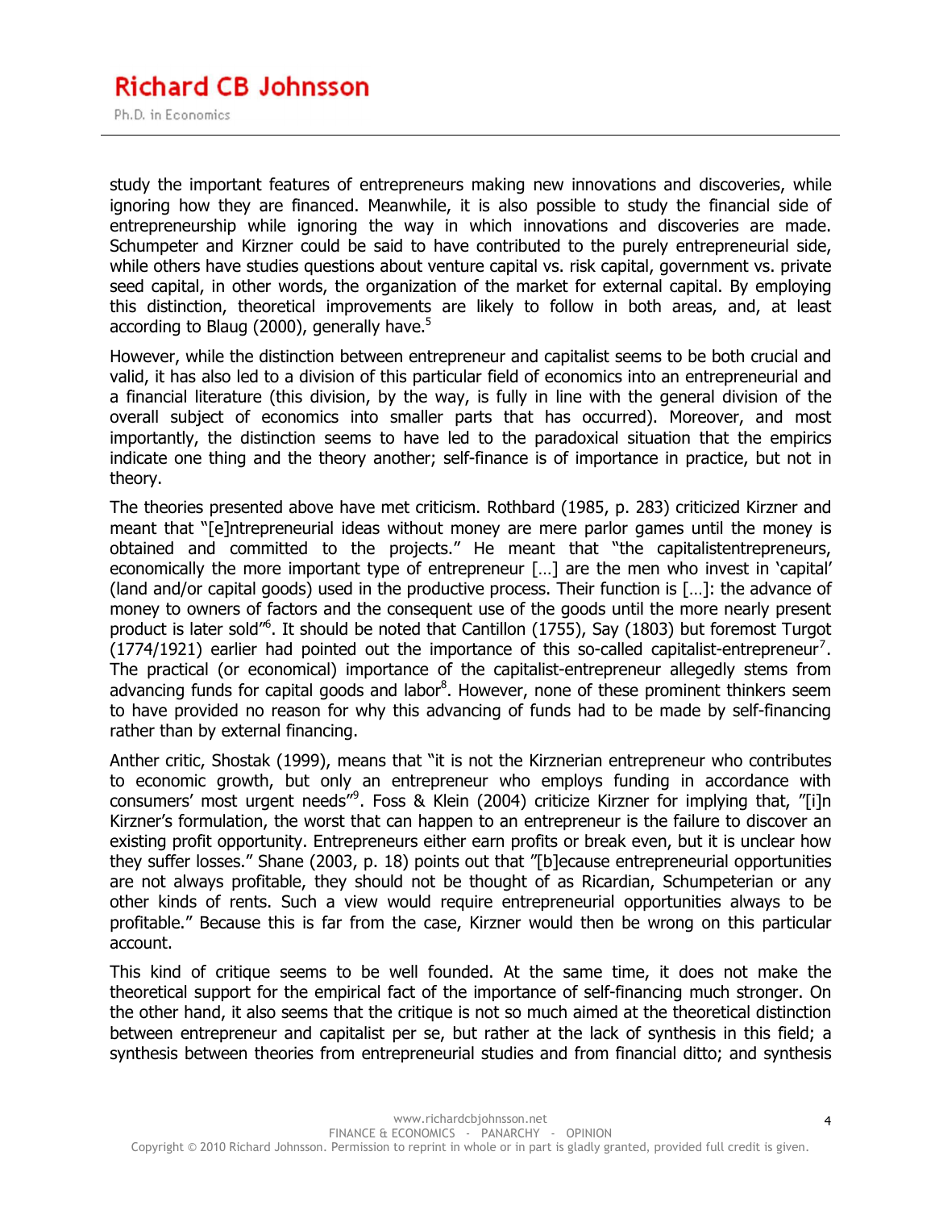study the important features of entrepreneurs making new innovations and discoveries, while ignoring how they are financed. Meanwhile, it is also possible to study the financial side of entrepreneurship while ignoring the way in which innovations and discoveries are made. Schumpeter and Kirzner could be said to have contributed to the purely entrepreneurial side, while others have studies questions about venture capital vs. risk capital, government vs. private seed capital, in other words, the organization of the market for external capital. By employing this distinction, theoretical improvements are likely to follow in both areas, and, at least according to Blaug (2000), generally have.[5]

However, while the distinction between entrepreneur and capitalist seems to be both crucial and valid, it has also led to a division of this particular field of economics into an entrepreneurial and a financial literature (this division, by the way, is fully in line with the general division of the overall subject of economics into smaller parts that has occurred). Moreover, and most importantly, the distinction seems to have led to the paradoxical situation that the empirics indicate one thing and the theory another; self-finance is of importance in practice, but not in theory.

The theories presented above have met criticism. Rothbard (1985, p. 283) criticized Kirzner and meant that "[e]ntrepreneurial ideas without money are mere parlor games until the money is obtained and committed to the projects." He meant that "the capitalistentrepreneurs, economically the more important type of entrepreneur […] are the men who invest in 'capital' (land and/or capital goods) used in the productive process. Their function is […]: the advance of money to owners of factors and the consequent use of the goods until the more nearly present product is later sold"[6]. It should be noted that Cantillon (1755), Say (1803) but foremost Turgot (1774/1921) earlier had pointed out the importance of this so-called capitalist-entrepreneur[7]. The practical (or economical) importance of the capitalist-entrepreneur allegedly stems from advancing funds for capital goods and labor[8]. However, none of these prominent thinkers seem to have provided no reason for why this advancing of funds had to be made by self-financing rather than by external financing.

Anther critic, Shostak (1999), means that "it is not the Kirznerian entrepreneur who contributes to economic growth, but only an entrepreneur who employs funding in accordance with consumers' most urgent needs"[9]. Foss & Klein (2004) criticize Kirzner for implying that, "[i]n Kirzner's formulation, the worst that can happen to an entrepreneur is the failure to discover an existing profit opportunity. Entrepreneurs either earn profits or break even, but it is unclear how they suffer losses." Shane (2003, p. 18) points out that "[b]ecause entrepreneurial opportunities are not always profitable, they should not be thought of as Ricardian, Schumpeterian or any other kinds of rents. Such a view would require entrepreneurial opportunities always to be profitable." Because this is far from the case, Kirzner would then be wrong on this particular account.

This kind of critique seems to be well founded. At the same time, it does not make the theoretical support for the empirical fact of the importance of self-financing much stronger. On the other hand, it also seems that the critique is not so much aimed at the theoretical distinction between entrepreneur and capitalist per se, but rather at the lack of synthesis in this field; a synthesis between theories from entrepreneurial studies and from financial ditto; and synthesis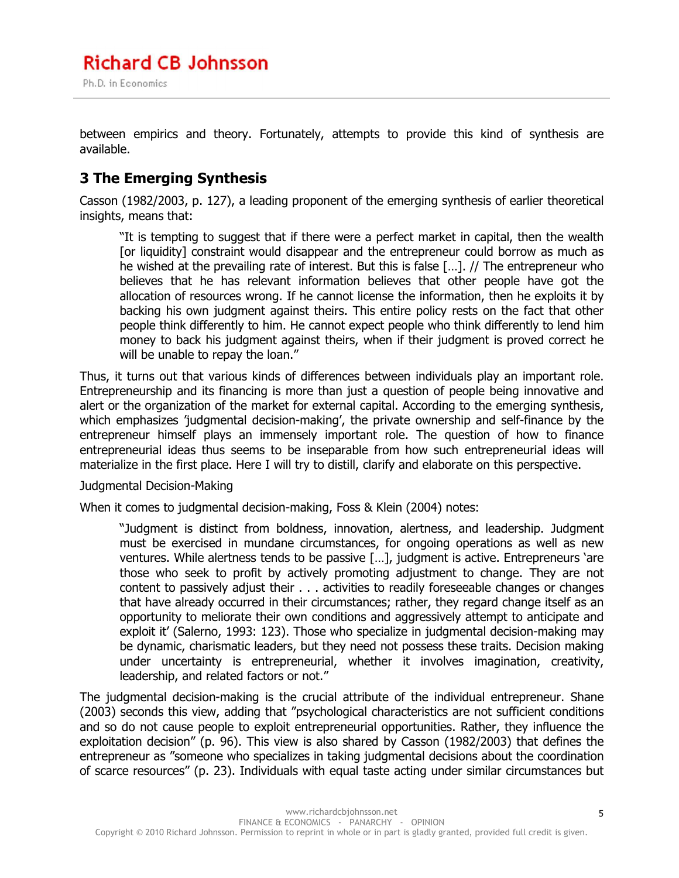between empirics and theory. Fortunately, attempts to provide this kind of synthesis are available.

## 3 The Emerging Synthesis

Casson (1982/2003, p. 127), a leading proponent of the emerging synthesis of earlier theoretical insights, means that:

> "It is tempting to suggest that if there were a perfect market in capital, then the wealth [or liquidity] constraint would disappear and the entrepreneur could borrow as much as he wished at the prevailing rate of interest. But this is false […]. // The entrepreneur who believes that he has relevant information believes that other people have got the allocation of resources wrong. If he cannot license the information, then he exploits it by backing his own judgment against theirs. This entire policy rests on the fact that other people think differently to him. He cannot expect people who think differently to lend him money to back his judgment against theirs, when if their judgment is proved correct he will be unable to repay the loan."

Thus, it turns out that various kinds of differences between individuals play an important role. Entrepreneurship and its financing is more than just a question of people being innovative and alert or the organization of the market for external capital. According to the emerging synthesis, which emphasizes 'judgmental decision-making', the private ownership and self-finance by the entrepreneur himself plays an immensely important role. The question of how to finance entrepreneurial ideas thus seems to be inseparable from how such entrepreneurial ideas will materialize in the first place. Here I will try to distill, clarify and elaborate on this perspective.

Judgmental Decision-Making

When it comes to judgmental decision-making, Foss & Klein (2004) notes:

> "Judgment is distinct from boldness, innovation, alertness, and leadership. Judgment must be exercised in mundane circumstances, for ongoing operations as well as new ventures. While alertness tends to be passive […], judgment is active. Entrepreneurs 'are those who seek to profit by actively promoting adjustment to change. They are not content to passively adjust their . . . activities to readily foreseeable changes or changes that have already occurred in their circumstances; rather, they regard change itself as an opportunity to meliorate their own conditions and aggressively attempt to anticipate and exploit it' (Salerno, 1993: 123). Those who specialize in judgmental decision-making may be dynamic, charismatic leaders, but they need not possess these traits. Decision making under uncertainty is entrepreneurial, whether it involves imagination, creativity, leadership, and related factors or not."

The judgmental decision-making is the crucial attribute of the individual entrepreneur. Shane (2003) seconds this view, adding that "psychological characteristics are not sufficient conditions and so do not cause people to exploit entrepreneurial opportunities. Rather, they influence the exploitation decision" (p. 96). This view is also shared by Casson (1982/2003) that defines the entrepreneur as "someone who specializes in taking judgmental decisions about the coordination of scarce resources" (p. 23). Individuals with equal taste acting under similar circumstances but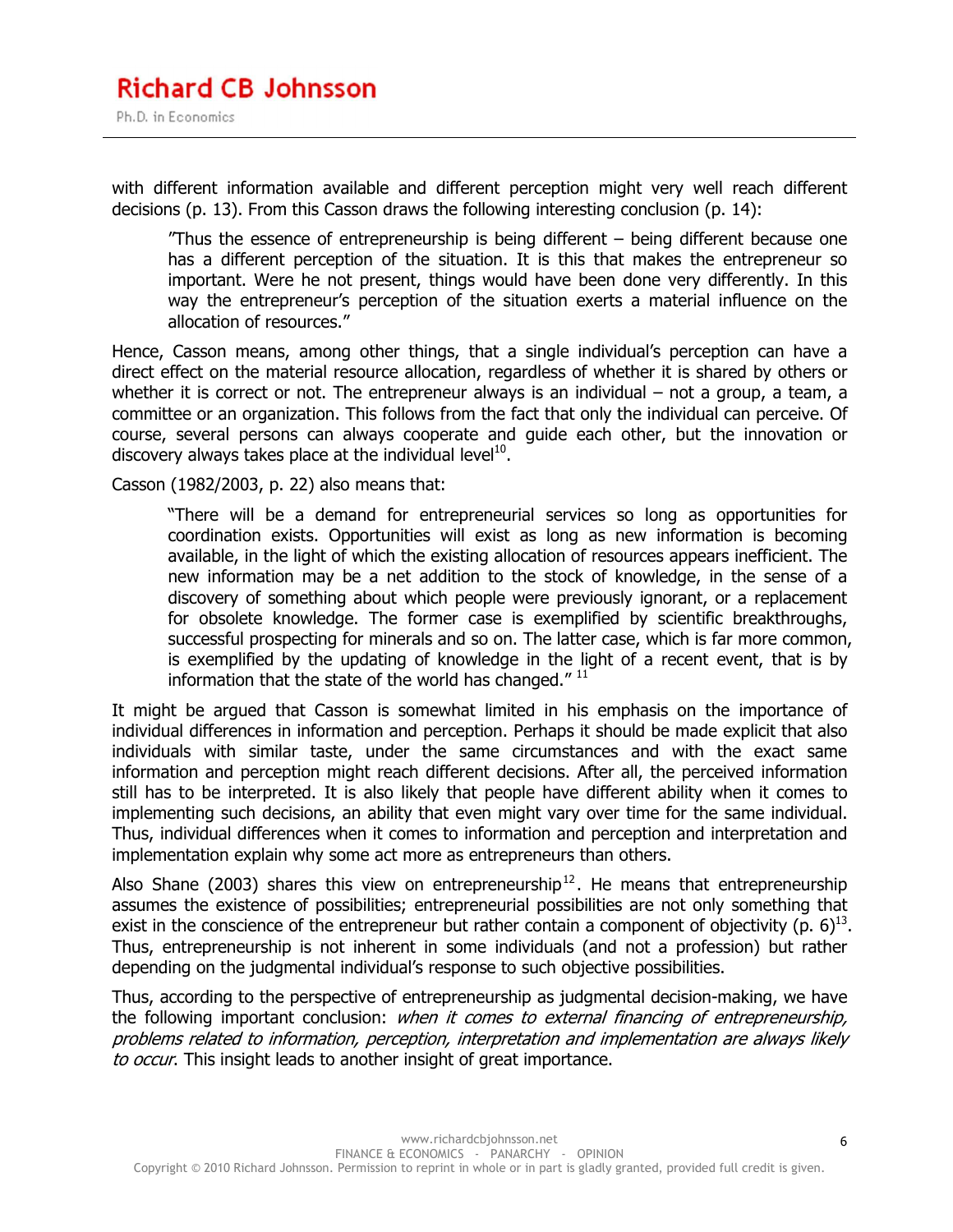with different information available and different perception might very well reach different decisions (p. 13). From this Casson draws the following interesting conclusion (p. 14):

> ”Thus the essence of entrepreneurship is being different – being different because one has a different perception of the situation. It is this that makes the entrepreneur so important. Were he not present, things would have been done very differently. In this way the entrepreneur’s perception of the situation exerts a material influence on the allocation of resources.”

Hence, Casson means, among other things, that a single individual’s perception can have a direct effect on the material resource allocation, regardless of whether it is shared by others or whether it is correct or not. The entrepreneur always is an individual – not a group, a team, a committee or an organization. This follows from the fact that only the individual can perceive. Of course, several persons can always cooperate and guide each other, but the innovation or discovery always takes place at the individual level[10].

Casson (1982/2003, p. 22) also means that:

> “There will be a demand for entrepreneurial services so long as opportunities for coordination exists. Opportunities will exist as long as new information is becoming available, in the light of which the existing allocation of resources appears inefficient. The new information may be a net addition to the stock of knowledge, in the sense of a discovery of something about which people were previously ignorant, or a replacement for obsolete knowledge. The former case is exemplified by scientific breakthroughs, successful prospecting for minerals and so on. The latter case, which is far more common, is exemplified by the updating of knowledge in the light of a recent event, that is by information that the state of the world has changed.” [11]

It might be argued that Casson is somewhat limited in his emphasis on the importance of individual differences in information and perception. Perhaps it should be made explicit that also individuals with similar taste, under the same circumstances and with the exact same information and perception might reach different decisions. After all, the perceived information still has to be interpreted. It is also likely that people have different ability when it comes to implementing such decisions, an ability that even might vary over time for the same individual. Thus, individual differences when it comes to information and perception and interpretation and implementation explain why some act more as entrepreneurs than others.

Also Shane (2003) shares this view on entrepreneurship[12]. He means that entrepreneurship assumes the existence of possibilities; entrepreneurial possibilities are not only something that exist in the conscience of the entrepreneur but rather contain a component of objectivity (p. 6)[13]. Thus, entrepreneurship is not inherent in some individuals (and not a profession) but rather depending on the judgmental individual’s response to such objective possibilities.

Thus, according to the perspective of entrepreneurship as judgmental decision-making, we have the following important conclusion: *when it comes to external financing of entrepreneurship, problems related to information, perception, interpretation and implementation are always likely to occur*. This insight leads to another insight of great importance.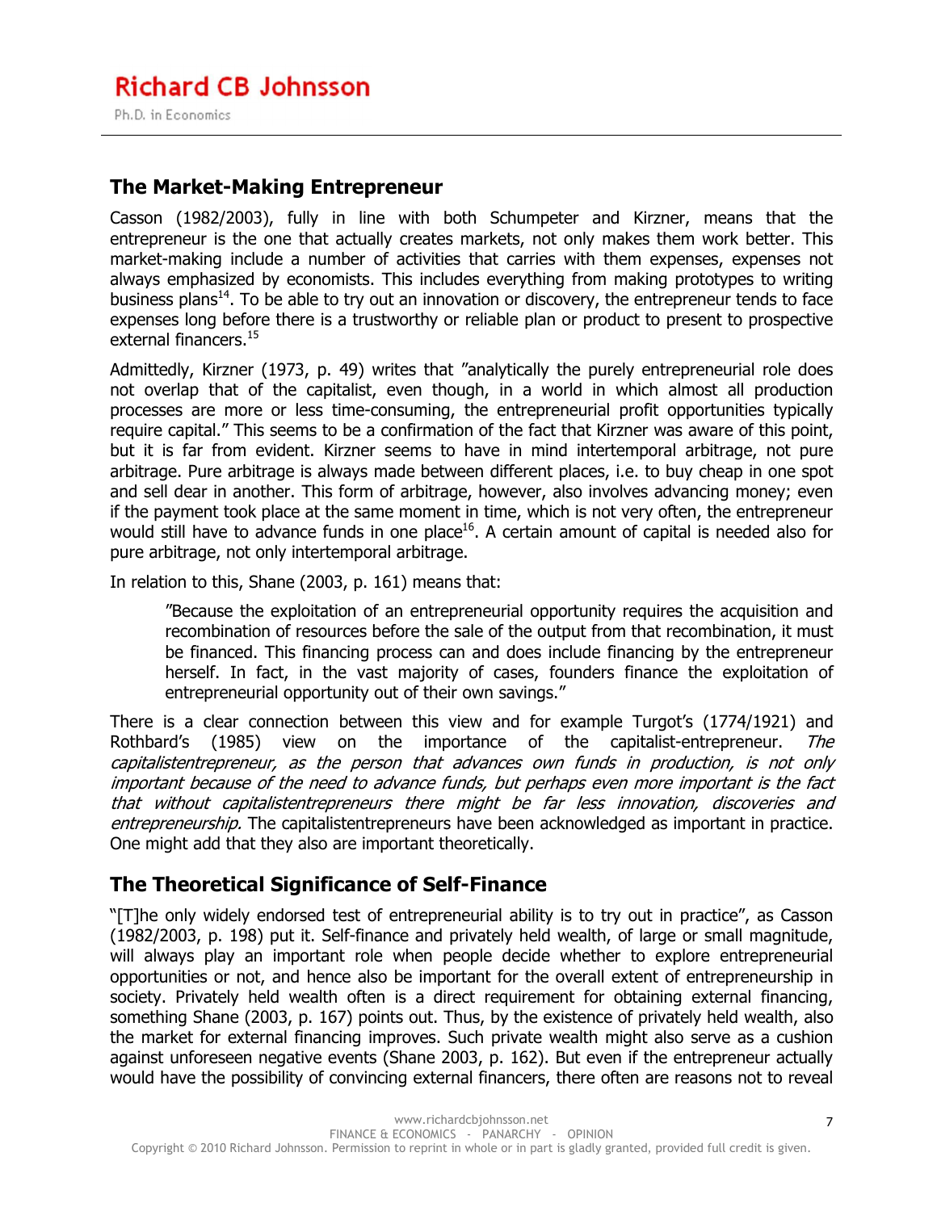## The Market-Making Entrepreneur

Casson (1982/2003), fully in line with both Schumpeter and Kirzner, means that the entrepreneur is the one that actually creates markets, not only makes them work better. This market-making include a number of activities that carries with them expenses, expenses not always emphasized by economists. This includes everything from making prototypes to writing business plans[14]. To be able to try out an innovation or discovery, the entrepreneur tends to face expenses long before there is a trustworthy or reliable plan or product to present to prospective external financers.[15]

Admittedly, Kirzner (1973, p. 49) writes that "analytically the purely entrepreneurial role does not overlap that of the capitalist, even though, in a world in which almost all production processes are more or less time-consuming, the entrepreneurial profit opportunities typically require capital." This seems to be a confirmation of the fact that Kirzner was aware of this point, but it is far from evident. Kirzner seems to have in mind intertemporal arbitrage, not pure arbitrage. Pure arbitrage is always made between different places, i.e. to buy cheap in one spot and sell dear in another. This form of arbitrage, however, also involves advancing money; even if the payment took place at the same moment in time, which is not very often, the entrepreneur would still have to advance funds in one place[16]. A certain amount of capital is needed also for pure arbitrage, not only intertemporal arbitrage.

In relation to this, Shane (2003, p. 161) means that:

> "Because the exploitation of an entrepreneurial opportunity requires the acquisition and recombination of resources before the sale of the output from that recombination, it must be financed. This financing process can and does include financing by the entrepreneur herself. In fact, in the vast majority of cases, founders finance the exploitation of entrepreneurial opportunity out of their own savings."

There is a clear connection between this view and for example Turgot's (1774/1921) and Rothbard's (1985) view on the importance of the capitalist-entrepreneur. *The capitalistentrepreneur, as the person that advances own funds in production, is not only important because of the need to advance funds, but perhaps even more important is the fact that without capitalistentrepreneurs there might be far less innovation, discoveries and entrepreneurship.* The capitalistentrepreneurs have been acknowledged as important in practice. One might add that they also are important theoretically.

## The Theoretical Significance of Self-Finance

"[T]he only widely endorsed test of entrepreneurial ability is to try out in practice", as Casson (1982/2003, p. 198) put it. Self-finance and privately held wealth, of large or small magnitude, will always play an important role when people decide whether to explore entrepreneurial opportunities or not, and hence also be important for the overall extent of entrepreneurship in society. Privately held wealth often is a direct requirement for obtaining external financing, something Shane (2003, p. 167) points out. Thus, by the existence of privately held wealth, also the market for external financing improves. Such private wealth might also serve as a cushion against unforeseen negative events (Shane 2003, p. 162). But even if the entrepreneur actually would have the possibility of convincing external financers, there often are reasons not to reveal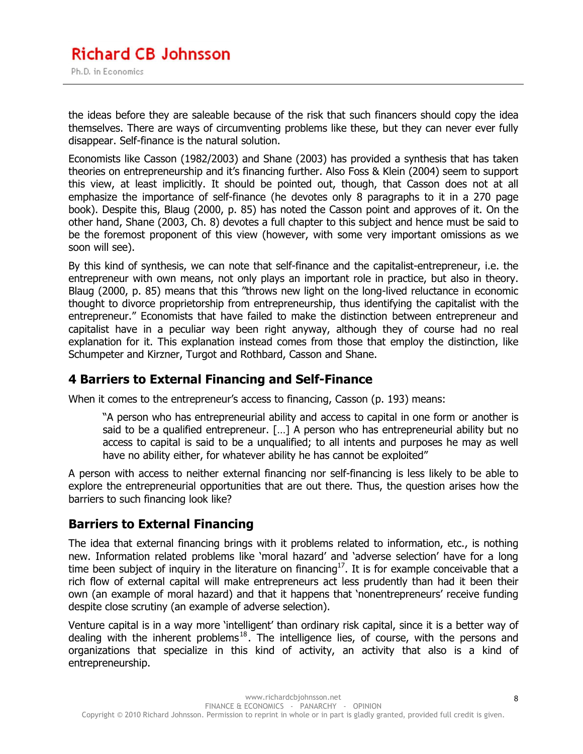the ideas before they are saleable because of the risk that such financers should copy the idea themselves. There are ways of circumventing problems like these, but they can never ever fully disappear. Self-finance is the natural solution.

Economists like Casson (1982/2003) and Shane (2003) has provided a synthesis that has taken theories on entrepreneurship and it's financing further. Also Foss & Klein (2004) seem to support this view, at least implicitly. It should be pointed out, though, that Casson does not at all emphasize the importance of self-finance (he devotes only 8 paragraphs to it in a 270 page book). Despite this, Blaug (2000, p. 85) has noted the Casson point and approves of it. On the other hand, Shane (2003, Ch. 8) devotes a full chapter to this subject and hence must be said to be the foremost proponent of this view (however, with some very important omissions as we soon will see).

By this kind of synthesis, we can note that self-finance and the capitalist-entrepreneur, i.e. the entrepreneur with own means, not only plays an important role in practice, but also in theory. Blaug (2000, p. 85) means that this "throws new light on the long-lived reluctance in economic thought to divorce proprietorship from entrepreneurship, thus identifying the capitalist with the entrepreneur." Economists that have failed to make the distinction between entrepreneur and capitalist have in a peculiar way been right anyway, although they of course had no real explanation for it. This explanation instead comes from those that employ the distinction, like Schumpeter and Kirzner, Turgot and Rothbard, Casson and Shane.

## 4 Barriers to External Financing and Self-Finance

When it comes to the entrepreneur's access to financing, Casson (p. 193) means:

> "A person who has entrepreneurial ability and access to capital in one form or another is said to be a qualified entrepreneur. […] A person who has entrepreneurial ability but no access to capital is said to be a unqualified; to all intents and purposes he may as well have no ability either, for whatever ability he has cannot be exploited"

A person with access to neither external financing nor self-financing is less likely to be able to explore the entrepreneurial opportunities that are out there. Thus, the question arises how the barriers to such financing look like?

## Barriers to External Financing

The idea that external financing brings with it problems related to information, etc., is nothing new. Information related problems like 'moral hazard' and 'adverse selection' have for a long time been subject of inquiry in the literature on financing[17]. It is for example conceivable that a rich flow of external capital will make entrepreneurs act less prudently than had it been their own (an example of moral hazard) and that it happens that 'nonentrepreneurs' receive funding despite close scrutiny (an example of adverse selection).

Venture capital is in a way more 'intelligent' than ordinary risk capital, since it is a better way of dealing with the inherent problems[18]. The intelligence lies, of course, with the persons and organizations that specialize in this kind of activity, an activity that also is a kind of entrepreneurship.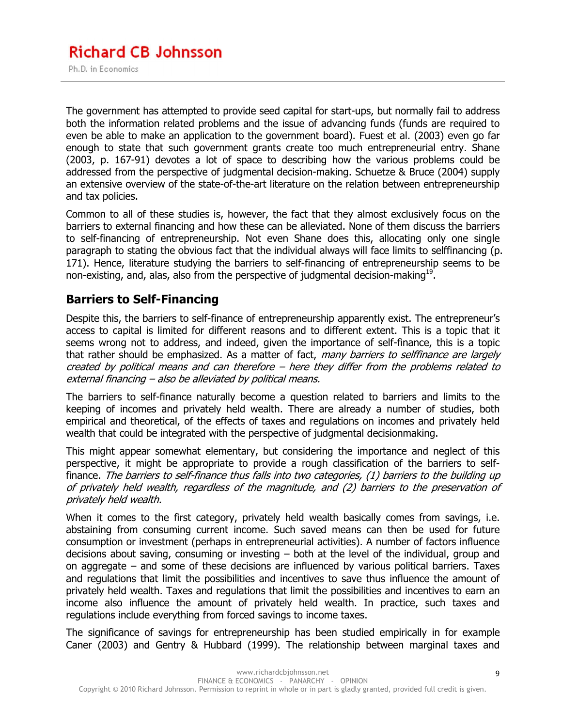The government has attempted to provide seed capital for start-ups, but normally fail to address both the information related problems and the issue of advancing funds (funds are required to even be able to make an application to the government board). Fuest et al. (2003) even go far enough to state that such government grants create too much entrepreneurial entry. Shane (2003, p. 167-91) devotes a lot of space to describing how the various problems could be addressed from the perspective of judgmental decision-making. Schuetze & Bruce (2004) supply an extensive overview of the state-of-the-art literature on the relation between entrepreneurship and tax policies.

Common to all of these studies is, however, the fact that they almost exclusively focus on the barriers to external financing and how these can be alleviated. None of them discuss the barriers to self-financing of entrepreneurship. Not even Shane does this, allocating only one single paragraph to stating the obvious fact that the individual always will face limits to selffinancing (p. 171). Hence, literature studying the barriers to self-financing of entrepreneurship seems to be non-existing, and, alas, also from the perspective of judgmental decision-making[19].

## Barriers to Self-Financing

Despite this, the barriers to self-finance of entrepreneurship apparently exist. The entrepreneur's access to capital is limited for different reasons and to different extent. This is a topic that it seems wrong not to address, and indeed, given the importance of self-finance, this is a topic that rather should be emphasized. As a matter of fact, *many barriers to selffinance are largely created by political means and can therefore – here they differ from the problems related to external financing – also be alleviated by political means.*

The barriers to self-finance naturally become a question related to barriers and limits to the keeping of incomes and privately held wealth. There are already a number of studies, both empirical and theoretical, of the effects of taxes and regulations on incomes and privately held wealth that could be integrated with the perspective of judgmental decisionmaking.

This might appear somewhat elementary, but considering the importance and neglect of this perspective, it might be appropriate to provide a rough classification of the barriers to self-finance. *The barriers to self-finance thus falls into two categories, (1) barriers to the building up of privately held wealth, regardless of the magnitude, and (2) barriers to the preservation of privately held wealth.*

When it comes to the first category, privately held wealth basically comes from savings, i.e. abstaining from consuming current income. Such saved means can then be used for future consumption or investment (perhaps in entrepreneurial activities). A number of factors influence decisions about saving, consuming or investing – both at the level of the individual, group and on aggregate – and some of these decisions are influenced by various political barriers. Taxes and regulations that limit the possibilities and incentives to save thus influence the amount of privately held wealth. Taxes and regulations that limit the possibilities and incentives to earn an income also influence the amount of privately held wealth. In practice, such taxes and regulations include everything from forced savings to income taxes.

The significance of savings for entrepreneurship has been studied empirically in for example Caner (2003) and Gentry & Hubbard (1999). The relationship between marginal taxes and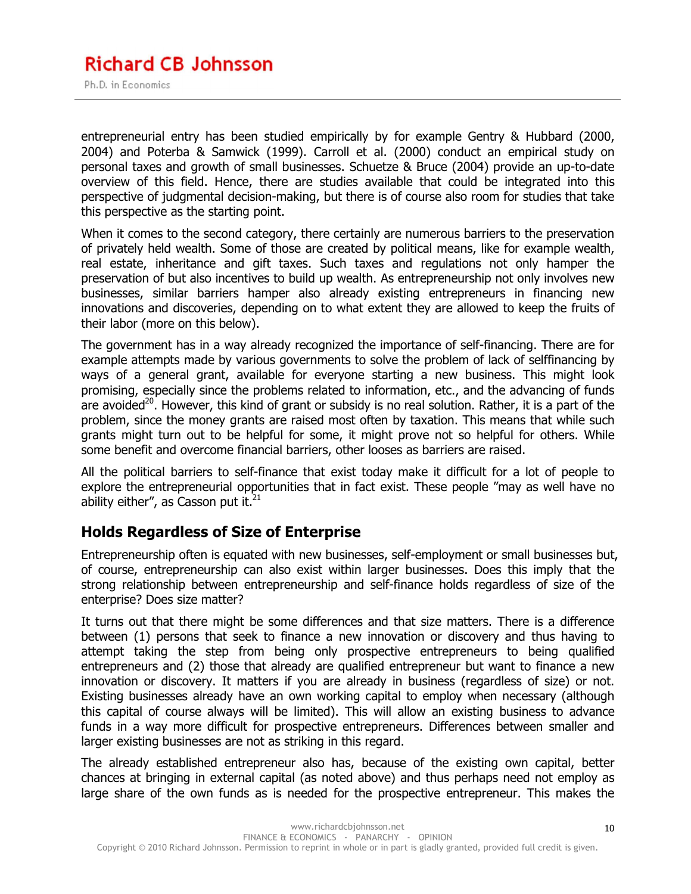entrepreneurial entry has been studied empirically by for example Gentry & Hubbard (2000, 2004) and Poterba & Samwick (1999). Carroll et al. (2000) conduct an empirical study on personal taxes and growth of small businesses. Schuetze & Bruce (2004) provide an up-to-date overview of this field. Hence, there are studies available that could be integrated into this perspective of judgmental decision-making, but there is of course also room for studies that take this perspective as the starting point.

When it comes to the second category, there certainly are numerous barriers to the preservation of privately held wealth. Some of those are created by political means, like for example wealth, real estate, inheritance and gift taxes. Such taxes and regulations not only hamper the preservation of but also incentives to build up wealth. As entrepreneurship not only involves new businesses, similar barriers hamper also already existing entrepreneurs in financing new innovations and discoveries, depending on to what extent they are allowed to keep the fruits of their labor (more on this below).

The government has in a way already recognized the importance of self-financing. There are for example attempts made by various governments to solve the problem of lack of selffinancing by ways of a general grant, available for everyone starting a new business. This might look promising, especially since the problems related to information, etc., and the advancing of funds are avoided[20]. However, this kind of grant or subsidy is no real solution. Rather, it is a part of the problem, since the money grants are raised most often by taxation. This means that while such grants might turn out to be helpful for some, it might prove not so helpful for others. While some benefit and overcome financial barriers, other looses as barriers are raised.

All the political barriers to self-finance that exist today make it difficult for a lot of people to explore the entrepreneurial opportunities that in fact exist. These people "may as well have no ability either", as Casson put it.[21]

## Holds Regardless of Size of Enterprise

Entrepreneurship often is equated with new businesses, self-employment or small businesses but, of course, entrepreneurship can also exist within larger businesses. Does this imply that the strong relationship between entrepreneurship and self-finance holds regardless of size of the enterprise? Does size matter?

It turns out that there might be some differences and that size matters. There is a difference between (1) persons that seek to finance a new innovation or discovery and thus having to attempt taking the step from being only prospective entrepreneurs to being qualified entrepreneurs and (2) those that already are qualified entrepreneur but want to finance a new innovation or discovery. It matters if you are already in business (regardless of size) or not. Existing businesses already have an own working capital to employ when necessary (although this capital of course always will be limited). This will allow an existing business to advance funds in a way more difficult for prospective entrepreneurs. Differences between smaller and larger existing businesses are not as striking in this regard.

The already established entrepreneur also has, because of the existing own capital, better chances at bringing in external capital (as noted above) and thus perhaps need not employ as large share of the own funds as is needed for the prospective entrepreneur. This makes the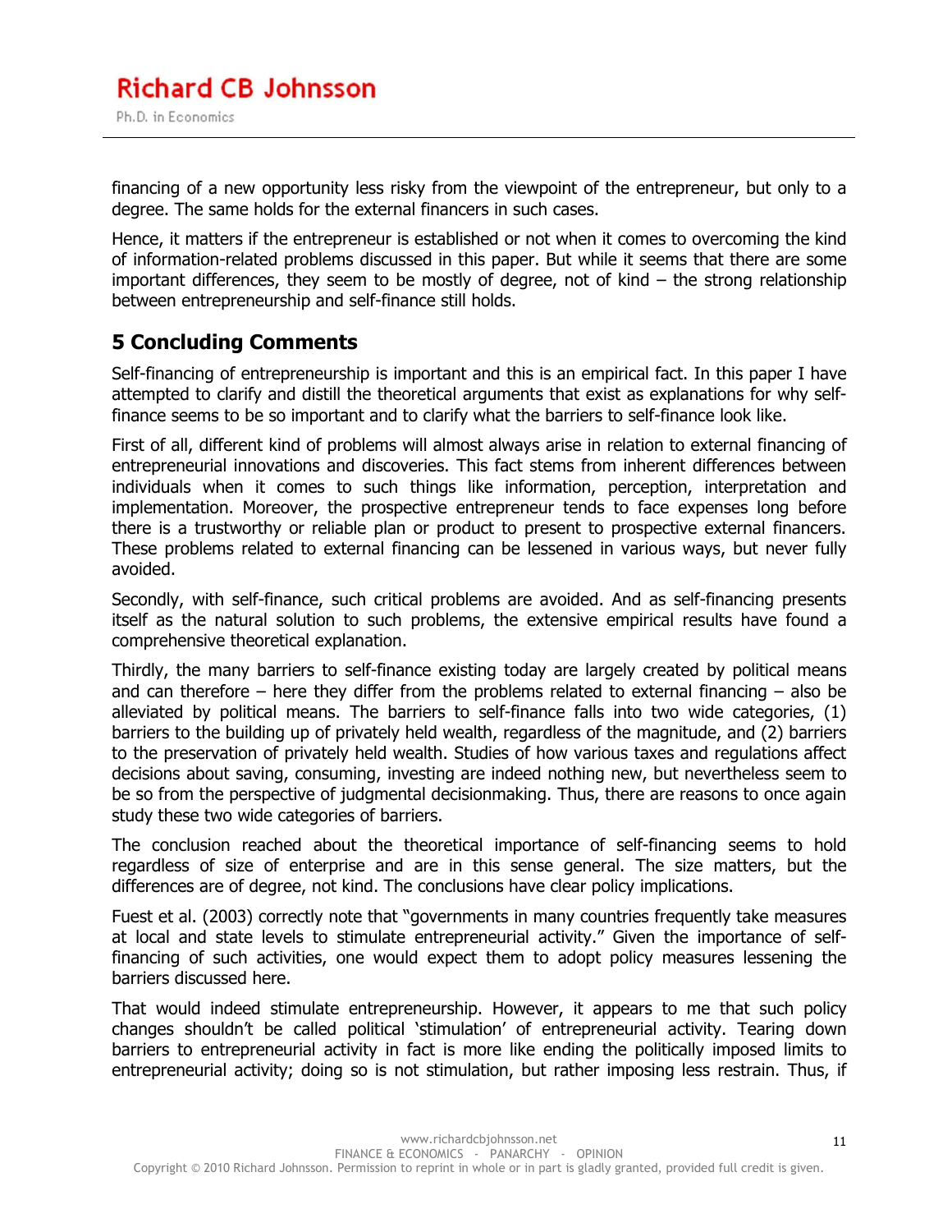financing of a new opportunity less risky from the viewpoint of the entrepreneur, but only to a degree. The same holds for the external financers in such cases.

Hence, it matters if the entrepreneur is established or not when it comes to overcoming the kind of information-related problems discussed in this paper. But while it seems that there are some important differences, they seem to be mostly of degree, not of kind – the strong relationship between entrepreneurship and self-finance still holds.

## 5 Concluding Comments

Self-financing of entrepreneurship is important and this is an empirical fact. In this paper I have attempted to clarify and distill the theoretical arguments that exist as explanations for why self-finance seems to be so important and to clarify what the barriers to self-finance look like.

First of all, different kind of problems will almost always arise in relation to external financing of entrepreneurial innovations and discoveries. This fact stems from inherent differences between individuals when it comes to such things like information, perception, interpretation and implementation. Moreover, the prospective entrepreneur tends to face expenses long before there is a trustworthy or reliable plan or product to present to prospective external financers. These problems related to external financing can be lessened in various ways, but never fully avoided.

Secondly, with self-finance, such critical problems are avoided. And as self-financing presents itself as the natural solution to such problems, the extensive empirical results have found a comprehensive theoretical explanation.

Thirdly, the many barriers to self-finance existing today are largely created by political means and can therefore – here they differ from the problems related to external financing – also be alleviated by political means. The barriers to self-finance falls into two wide categories, (1) barriers to the building up of privately held wealth, regardless of the magnitude, and (2) barriers to the preservation of privately held wealth. Studies of how various taxes and regulations affect decisions about saving, consuming, investing are indeed nothing new, but nevertheless seem to be so from the perspective of judgmental decisionmaking. Thus, there are reasons to once again study these two wide categories of barriers.

The conclusion reached about the theoretical importance of self-financing seems to hold regardless of size of enterprise and are in this sense general. The size matters, but the differences are of degree, not kind. The conclusions have clear policy implications.

Fuest et al. (2003) correctly note that "governments in many countries frequently take measures at local and state levels to stimulate entrepreneurial activity." Given the importance of self-financing of such activities, one would expect them to adopt policy measures lessening the barriers discussed here.

That would indeed stimulate entrepreneurship. However, it appears to me that such policy changes shouldn't be called political 'stimulation' of entrepreneurial activity. Tearing down barriers to entrepreneurial activity in fact is more like ending the politically imposed limits to entrepreneurial activity; doing so is not stimulation, but rather imposing less restrain. Thus, if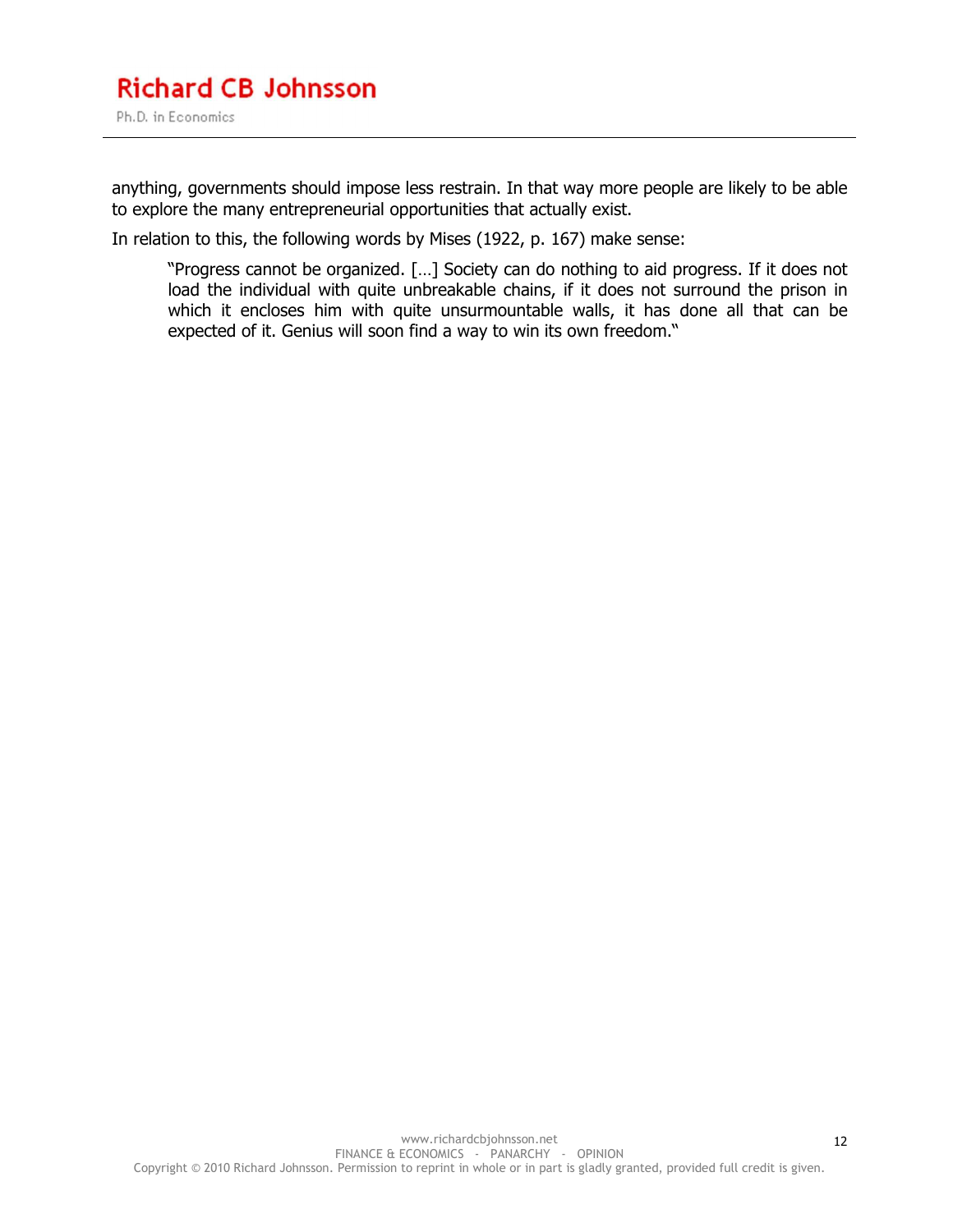anything, governments should impose less restrain. In that way more people are likely to be able to explore the many entrepreneurial opportunities that actually exist.

In relation to this, the following words by Mises (1922, p. 167) make sense:

> "Progress cannot be organized. […] Society can do nothing to aid progress. If it does not load the individual with quite unbreakable chains, if it does not surround the prison in which it encloses him with quite unsurmountable walls, it has done all that can be expected of it. Genius will soon find a way to win its own freedom."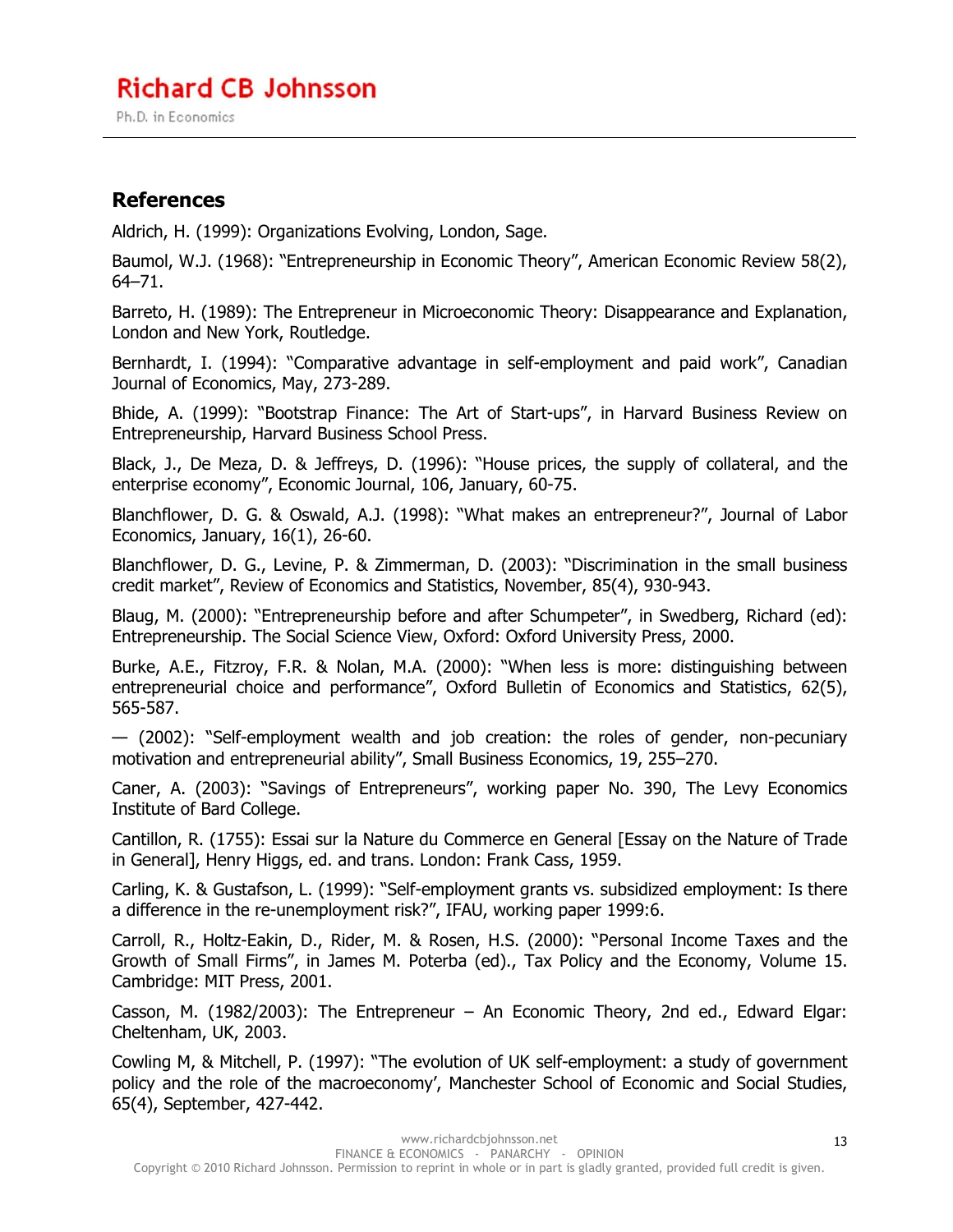## References

Aldrich, H. (1999): Organizations Evolving, London, Sage.

Baumol, W.J. (1968): "Entrepreneurship in Economic Theory", American Economic Review 58(2), 64–71.

Barreto, H. (1989): The Entrepreneur in Microeconomic Theory: Disappearance and Explanation, London and New York, Routledge.

Bernhardt, I. (1994): "Comparative advantage in self-employment and paid work", Canadian Journal of Economics, May, 273-289.

Bhide, A. (1999): "Bootstrap Finance: The Art of Start-ups", in Harvard Business Review on Entrepreneurship, Harvard Business School Press.

Black, J., De Meza, D. & Jeffreys, D. (1996): "House prices, the supply of collateral, and the enterprise economy", Economic Journal, 106, January, 60-75.

Blanchflower, D. G. & Oswald, A.J. (1998): "What makes an entrepreneur?", Journal of Labor Economics, January, 16(1), 26-60.

Blanchflower, D. G., Levine, P. & Zimmerman, D. (2003): "Discrimination in the small business credit market", Review of Economics and Statistics, November, 85(4), 930-943.

Blaug, M. (2000): "Entrepreneurship before and after Schumpeter", in Swedberg, Richard (ed): Entrepreneurship. The Social Science View, Oxford: Oxford University Press, 2000.

Burke, A.E., Fitzroy, F.R. & Nolan, M.A. (2000): "When less is more: distinguishing between entrepreneurial choice and performance", Oxford Bulletin of Economics and Statistics, 62(5), 565-587.

— (2002): "Self-employment wealth and job creation: the roles of gender, non-pecuniary motivation and entrepreneurial ability", Small Business Economics, 19, 255–270.

Caner, A. (2003): "Savings of Entrepreneurs", working paper No. 390, The Levy Economics Institute of Bard College.

Cantillon, R. (1755): Essai sur la Nature du Commerce en General [Essay on the Nature of Trade in General], Henry Higgs, ed. and trans. London: Frank Cass, 1959.

Carling, K. & Gustafson, L. (1999): "Self-employment grants vs. subsidized employment: Is there a difference in the re-unemployment risk?", IFAU, working paper 1999:6.

Carroll, R., Holtz-Eakin, D., Rider, M. & Rosen, H.S. (2000): "Personal Income Taxes and the Growth of Small Firms", in James M. Poterba (ed)., Tax Policy and the Economy, Volume 15. Cambridge: MIT Press, 2001.

Casson, M. (1982/2003): The Entrepreneur – An Economic Theory, 2nd ed., Edward Elgar: Cheltenham, UK, 2003.

Cowling M, & Mitchell, P. (1997): "The evolution of UK self-employment: a study of government policy and the role of the macroeconomy', Manchester School of Economic and Social Studies, 65(4), September, 427-442.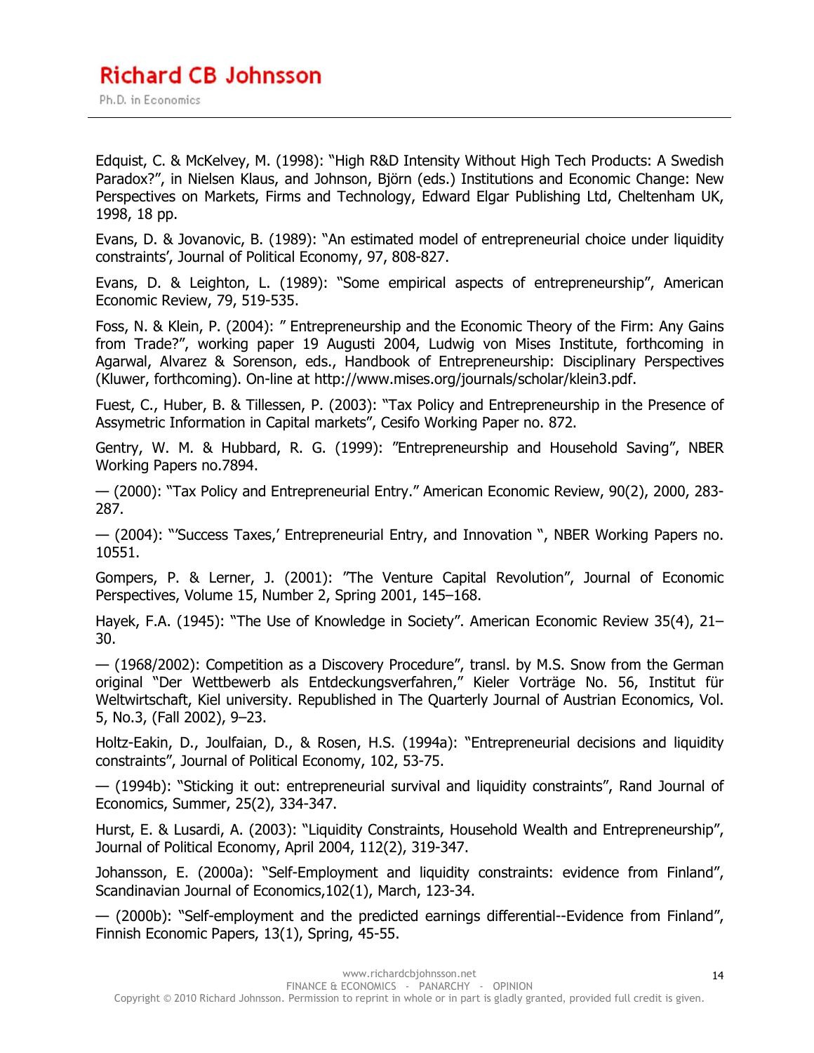Edquist, C. & McKelvey, M. (1998): "High R&D Intensity Without High Tech Products: A Swedish Paradox?", in Nielsen Klaus, and Johnson, Björn (eds.) Institutions and Economic Change: New Perspectives on Markets, Firms and Technology, Edward Elgar Publishing Ltd, Cheltenham UK, 1998, 18 pp.

Evans, D. & Jovanovic, B. (1989): "An estimated model of entrepreneurial choice under liquidity constraints', Journal of Political Economy, 97, 808-827.

Evans, D. & Leighton, L. (1989): "Some empirical aspects of entrepreneurship", American Economic Review, 79, 519-535.

Foss, N. & Klein, P. (2004): " Entrepreneurship and the Economic Theory of the Firm: Any Gains from Trade?", working paper 19 Augusti 2004, Ludwig von Mises Institute, forthcoming in Agarwal, Alvarez & Sorenson, eds., Handbook of Entrepreneurship: Disciplinary Perspectives (Kluwer, forthcoming). On-line at http://www.mises.org/journals/scholar/klein3.pdf.

Fuest, C., Huber, B. & Tillessen, P. (2003): "Tax Policy and Entrepreneurship in the Presence of Assymetric Information in Capital markets", Cesifo Working Paper no. 872.

Gentry, W. M. & Hubbard, R. G. (1999): "Entrepreneurship and Household Saving", NBER Working Papers no.7894.

— (2000): "Tax Policy and Entrepreneurial Entry." American Economic Review, 90(2), 2000, 283-287.

— (2004): "'Success Taxes,' Entrepreneurial Entry, and Innovation ", NBER Working Papers no. 10551.

Gompers, P. & Lerner, J. (2001): "The Venture Capital Revolution", Journal of Economic Perspectives, Volume 15, Number 2, Spring 2001, 145–168.

Hayek, F.A. (1945): "The Use of Knowledge in Society". American Economic Review 35(4), 21–30.

— (1968/2002): Competition as a Discovery Procedure", transl. by M.S. Snow from the German original "Der Wettbewerb als Entdeckungsverfahren," Kieler Vorträge No. 56, Institut für Weltwirtschaft, Kiel university. Republished in The Quarterly Journal of Austrian Economics, Vol. 5, No.3, (Fall 2002), 9–23.

Holtz-Eakin, D., Joulfaian, D., & Rosen, H.S. (1994a): "Entrepreneurial decisions and liquidity constraints", Journal of Political Economy, 102, 53-75.

— (1994b): "Sticking it out: entrepreneurial survival and liquidity constraints", Rand Journal of Economics, Summer, 25(2), 334-347.

Hurst, E. & Lusardi, A. (2003): "Liquidity Constraints, Household Wealth and Entrepreneurship", Journal of Political Economy, April 2004, 112(2), 319-347.

Johansson, E. (2000a): "Self-Employment and liquidity constraints: evidence from Finland", Scandinavian Journal of Economics,102(1), March, 123-34.

— (2000b): "Self-employment and the predicted earnings differential--Evidence from Finland", Finnish Economic Papers, 13(1), Spring, 45-55.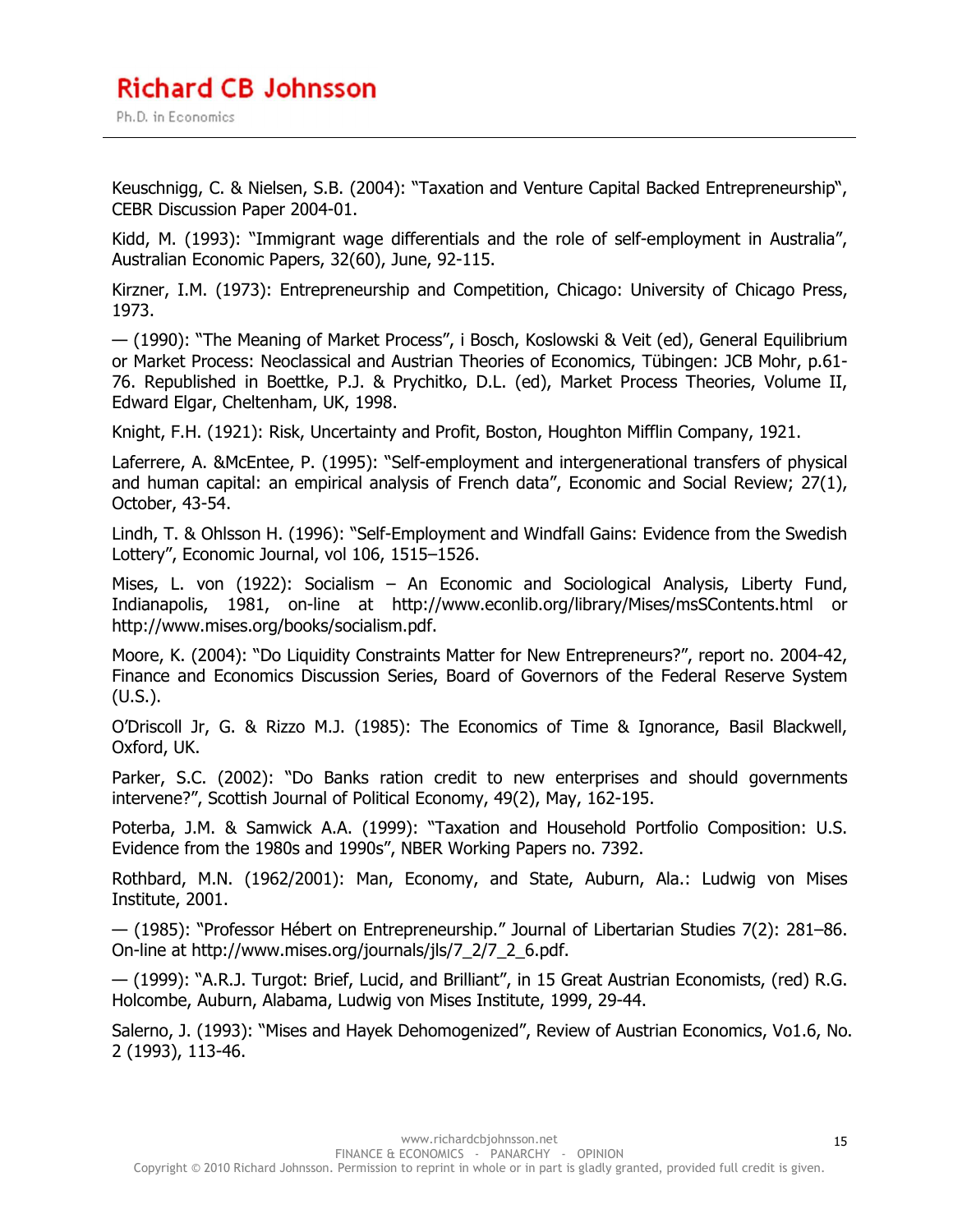Keuschnigg, C. & Nielsen, S.B. (2004): "Taxation and Venture Capital Backed Entrepreneurship", CEBR Discussion Paper 2004-01.

Kidd, M. (1993): "Immigrant wage differentials and the role of self-employment in Australia", Australian Economic Papers, 32(60), June, 92-115.

Kirzner, I.M. (1973): Entrepreneurship and Competition, Chicago: University of Chicago Press, 1973.

— (1990): "The Meaning of Market Process", i Bosch, Koslowski & Veit (ed), General Equilibrium or Market Process: Neoclassical and Austrian Theories of Economics, Tübingen: JCB Mohr, p.61-76. Republished in Boettke, P.J. & Prychitko, D.L. (ed), Market Process Theories, Volume II, Edward Elgar, Cheltenham, UK, 1998.

Knight, F.H. (1921): Risk, Uncertainty and Profit, Boston, Houghton Mifflin Company, 1921.

Laferrere, A. &McEntee, P. (1995): "Self-employment and intergenerational transfers of physical and human capital: an empirical analysis of French data", Economic and Social Review; 27(1), October, 43-54.

Lindh, T. & Ohlsson H. (1996): "Self-Employment and Windfall Gains: Evidence from the Swedish Lottery", Economic Journal, vol 106, 1515–1526.

Mises, L. von (1922): Socialism – An Economic and Sociological Analysis, Liberty Fund, Indianapolis, 1981, on-line at http://www.econlib.org/library/Mises/msSContents.html or http://www.mises.org/books/socialism.pdf.

Moore, K. (2004): "Do Liquidity Constraints Matter for New Entrepreneurs?", report no. 2004-42, Finance and Economics Discussion Series, Board of Governors of the Federal Reserve System (U.S.).

O'Driscoll Jr, G. & Rizzo M.J. (1985): The Economics of Time & Ignorance, Basil Blackwell, Oxford, UK.

Parker, S.C. (2002): "Do Banks ration credit to new enterprises and should governments intervene?", Scottish Journal of Political Economy, 49(2), May, 162-195.

Poterba, J.M. & Samwick A.A. (1999): "Taxation and Household Portfolio Composition: U.S. Evidence from the 1980s and 1990s", NBER Working Papers no. 7392.

Rothbard, M.N. (1962/2001): Man, Economy, and State, Auburn, Ala.: Ludwig von Mises Institute, 2001.

— (1985): "Professor Hébert on Entrepreneurship." Journal of Libertarian Studies 7(2): 281–86. On-line at http://www.mises.org/journals/jls/7_2/7_2_6.pdf.

— (1999): "A.R.J. Turgot: Brief, Lucid, and Brilliant", in 15 Great Austrian Economists, (red) R.G. Holcombe, Auburn, Alabama, Ludwig von Mises Institute, 1999, 29-44.

Salerno, J. (1993): "Mises and Hayek Dehomogenized", Review of Austrian Economics, Vo1.6, No. 2 (1993), 113-46.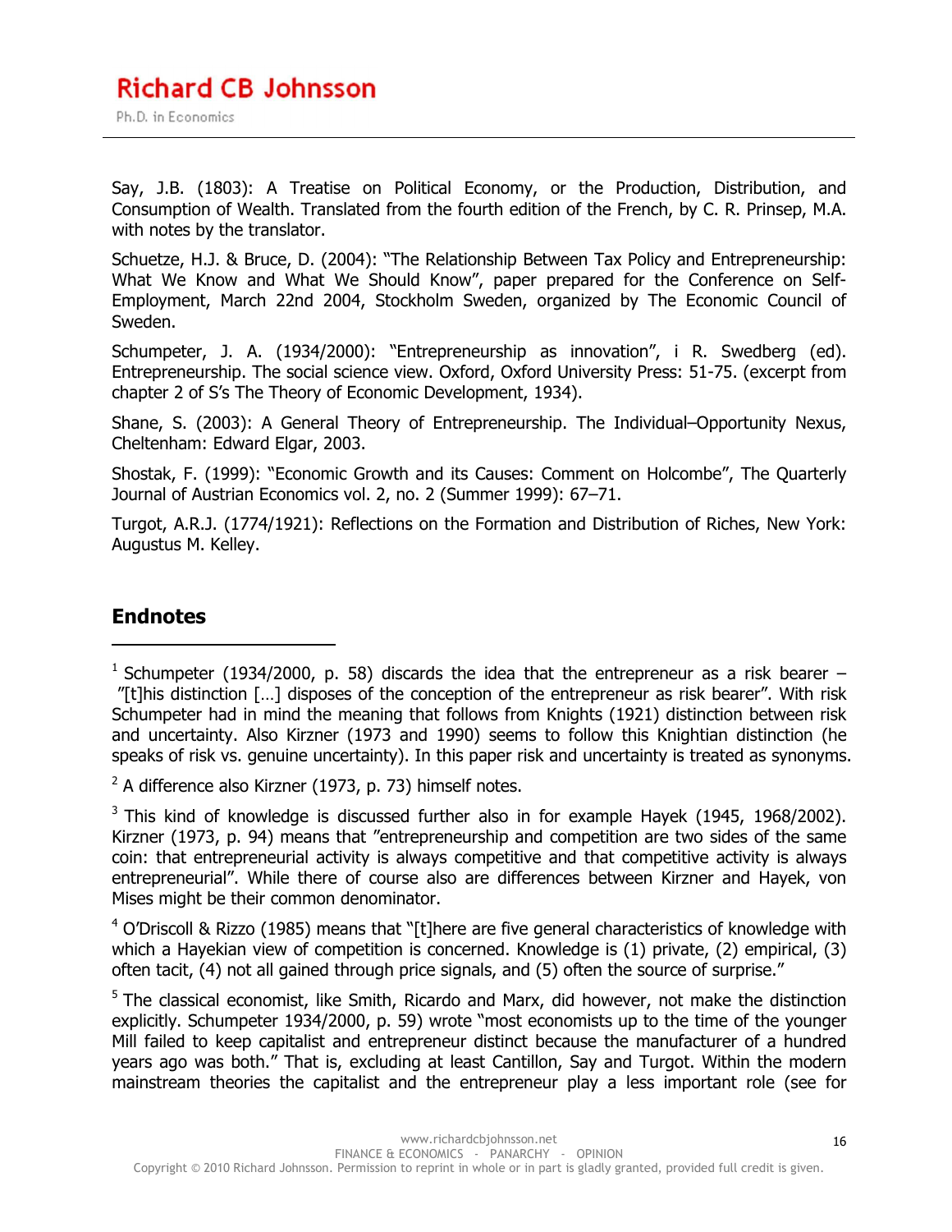Say, J.B. (1803): A Treatise on Political Economy, or the Production, Distribution, and Consumption of Wealth. Translated from the fourth edition of the French, by C. R. Prinsep, M.A. with notes by the translator.

Schuetze, H.J. & Bruce, D. (2004): "The Relationship Between Tax Policy and Entrepreneurship: What We Know and What We Should Know", paper prepared for the Conference on Self-Employment, March 22nd 2004, Stockholm Sweden, organized by The Economic Council of Sweden.

Schumpeter, J. A. (1934/2000): "Entrepreneurship as innovation", i R. Swedberg (ed). Entrepreneurship. The social science view. Oxford, Oxford University Press: 51-75. (excerpt from chapter 2 of S's The Theory of Economic Development, 1934).

Shane, S. (2003): A General Theory of Entrepreneurship. The Individual–Opportunity Nexus, Cheltenham: Edward Elgar, 2003.

Shostak, F. (1999): "Economic Growth and its Causes: Comment on Holcombe", The Quarterly Journal of Austrian Economics vol. 2, no. 2 (Summer 1999): 67–71.

Turgot, A.R.J. (1774/1921): Reflections on the Formation and Distribution of Riches, New York: Augustus M. Kelley.

## Endnotes

[1] Schumpeter (1934/2000, p. 58) discards the idea that the entrepreneur as a risk bearer – "[t]his distinction [...] disposes of the conception of the entrepreneur as risk bearer". With risk Schumpeter had in mind the meaning that follows from Knights (1921) distinction between risk and uncertainty. Also Kirzner (1973 and 1990) seems to follow this Knightian distinction (he speaks of risk vs. genuine uncertainty). In this paper risk and uncertainty is treated as synonyms.

[2] A difference also Kirzner (1973, p. 73) himself notes.

[3] This kind of knowledge is discussed further also in for example Hayek (1945, 1968/2002). Kirzner (1973, p. 94) means that "entrepreneurship and competition are two sides of the same coin: that entrepreneurial activity is always competitive and that competitive activity is always entrepreneurial". While there of course also are differences between Kirzner and Hayek, von Mises might be their common denominator.

[4] O'Driscoll & Rizzo (1985) means that "[t]here are five general characteristics of knowledge with which a Hayekian view of competition is concerned. Knowledge is (1) private, (2) empirical, (3) often tacit, (4) not all gained through price signals, and (5) often the source of surprise."

[5] The classical economist, like Smith, Ricardo and Marx, did however, not make the distinction explicitly. Schumpeter 1934/2000, p. 59) wrote "most economists up to the time of the younger Mill failed to keep capitalist and entrepreneur distinct because the manufacturer of a hundred years ago was both." That is, excluding at least Cantillon, Say and Turgot. Within the modern mainstream theories the capitalist and the entrepreneur play a less important role (see for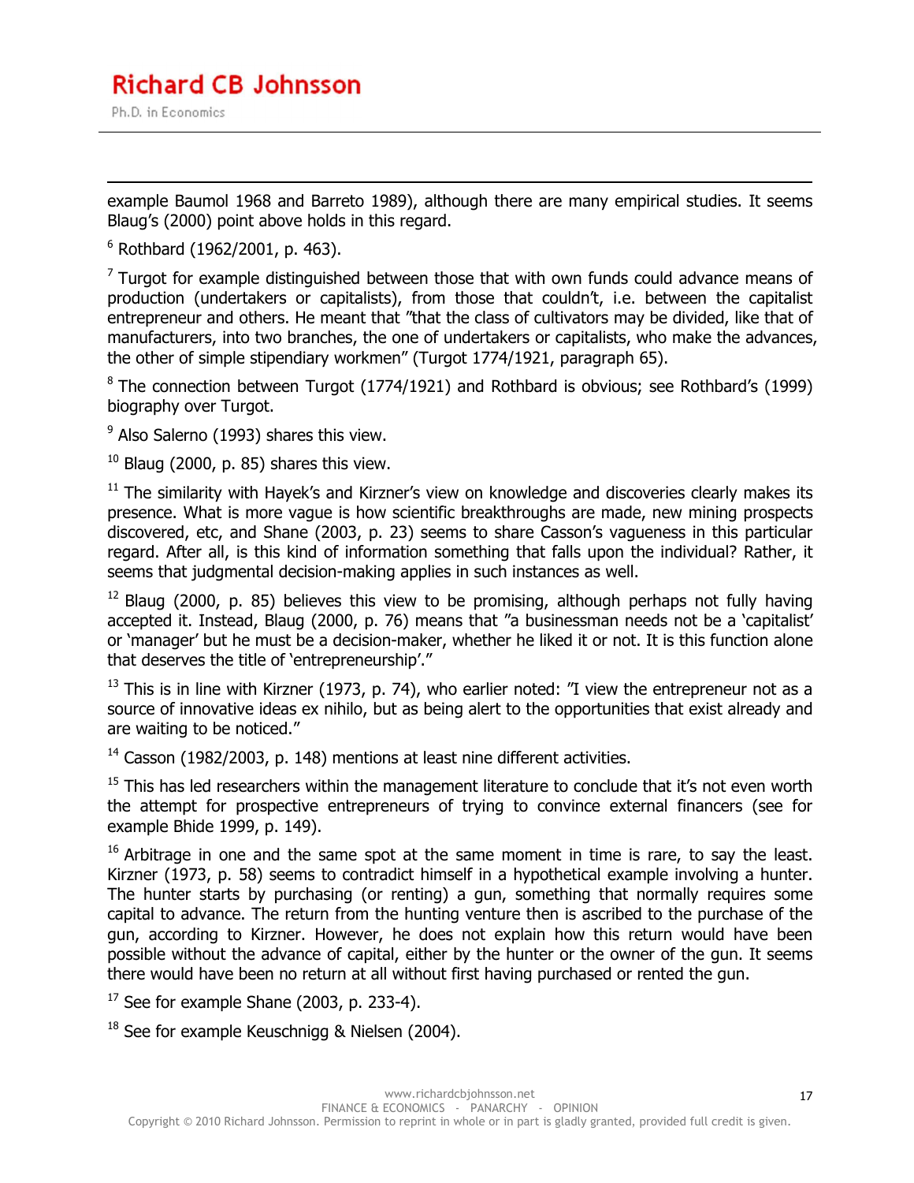example Baumol 1968 and Barreto 1989), although there are many empirical studies. It seems Blaug's (2000) point above holds in this regard.

[6] Rothbard (1962/2001, p. 463).

[7] Turgot for example distinguished between those that with own funds could advance means of production (undertakers or capitalists), from those that couldn't, i.e. between the capitalist entrepreneur and others. He meant that "that the class of cultivators may be divided, like that of manufacturers, into two branches, the one of undertakers or capitalists, who make the advances, the other of simple stipendiary workmen" (Turgot 1774/1921, paragraph 65).

[8] The connection between Turgot (1774/1921) and Rothbard is obvious; see Rothbard's (1999) biography over Turgot.

[9] Also Salerno (1993) shares this view.

[10] Blaug (2000, p. 85) shares this view.

[11] The similarity with Hayek's and Kirzner's view on knowledge and discoveries clearly makes its presence. What is more vague is how scientific breakthroughs are made, new mining prospects discovered, etc, and Shane (2003, p. 23) seems to share Casson's vagueness in this particular regard. After all, is this kind of information something that falls upon the individual? Rather, it seems that judgmental decision-making applies in such instances as well.

[12] Blaug (2000, p. 85) believes this view to be promising, although perhaps not fully having accepted it. Instead, Blaug (2000, p. 76) means that "a businessman needs not be a 'capitalist' or 'manager' but he must be a decision-maker, whether he liked it or not. It is this function alone that deserves the title of 'entrepreneurship'."

[13] This is in line with Kirzner (1973, p. 74), who earlier noted: "I view the entrepreneur not as a source of innovative ideas ex nihilo, but as being alert to the opportunities that exist already and are waiting to be noticed."

[14] Casson (1982/2003, p. 148) mentions at least nine different activities.

[15] This has led researchers within the management literature to conclude that it's not even worth the attempt for prospective entrepreneurs of trying to convince external financers (see for example Bhide 1999, p. 149).

[16] Arbitrage in one and the same spot at the same moment in time is rare, to say the least. Kirzner (1973, p. 58) seems to contradict himself in a hypothetical example involving a hunter. The hunter starts by purchasing (or renting) a gun, something that normally requires some capital to advance. The return from the hunting venture then is ascribed to the purchase of the gun, according to Kirzner. However, he does not explain how this return would have been possible without the advance of capital, either by the hunter or the owner of the gun. It seems there would have been no return at all without first having purchased or rented the gun.

[17] See for example Shane (2003, p. 233-4).

[18] See for example Keuschnigg & Nielsen (2004).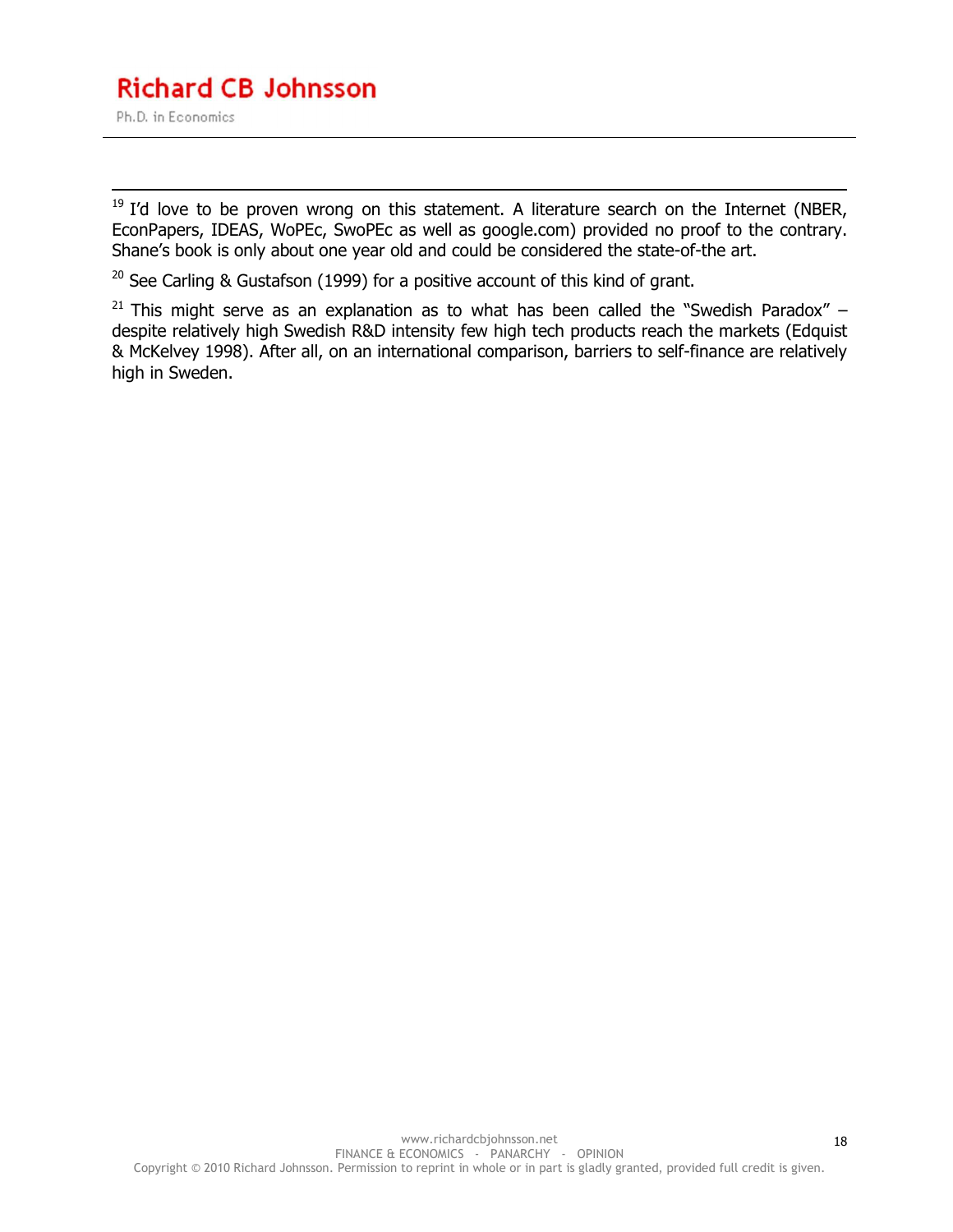[19] I'd love to be proven wrong on this statement. A literature search on the Internet (NBER, EconPapers, IDEAS, WoPEc, SwoPEc as well as google.com) provided no proof to the contrary. Shane's book is only about one year old and could be considered the state-of-the art.

[20] See Carling & Gustafson (1999) for a positive account of this kind of grant.

[21] This might serve as an explanation as to what has been called the "Swedish Paradox" – despite relatively high Swedish R&D intensity few high tech products reach the markets (Edquist & McKelvey 1998). After all, on an international comparison, barriers to self-finance are relatively high in Sweden.